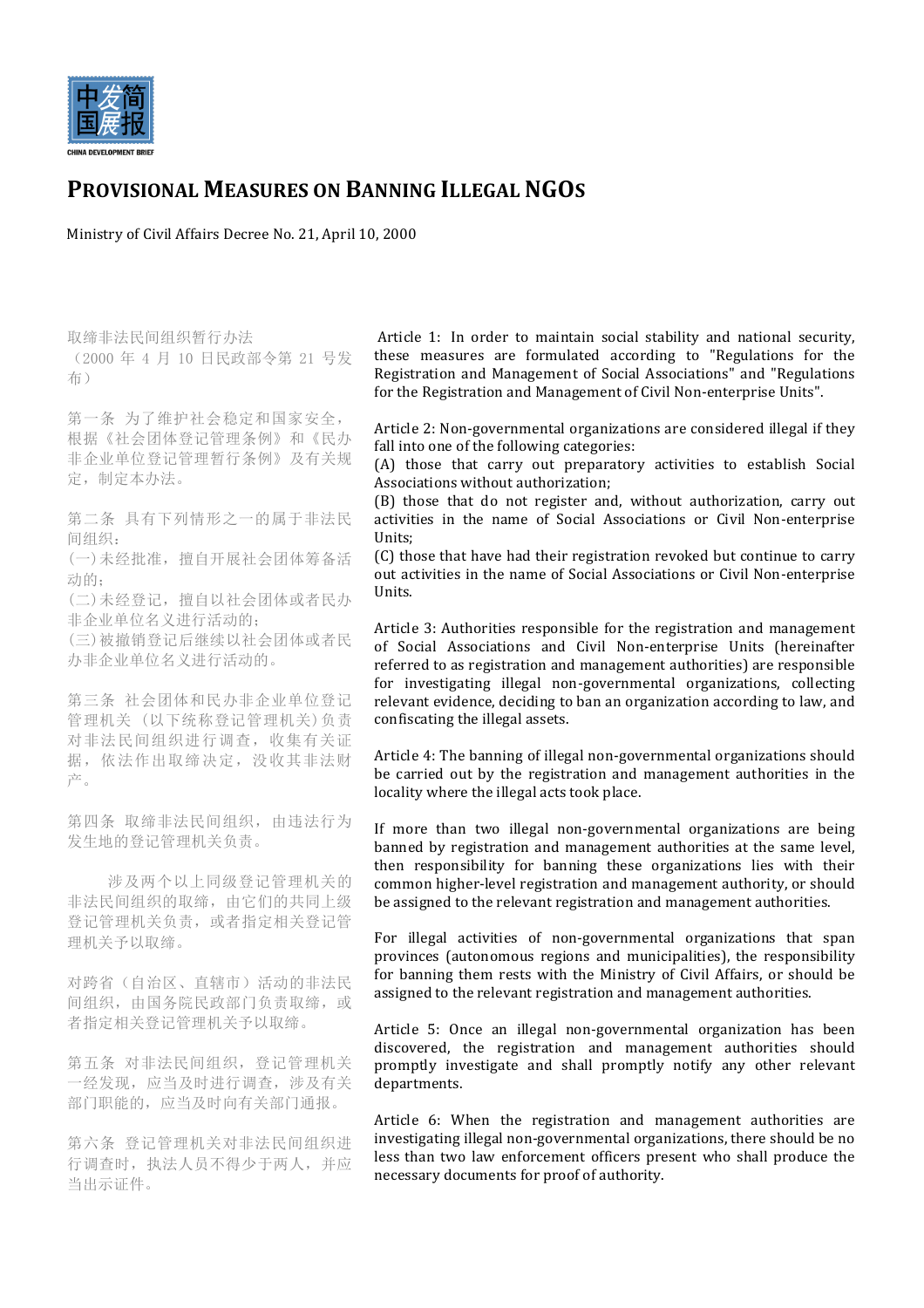# PROVISIONAL MEASURES ON BANNING ILLEGAL NGOS

Ministry of Civil Affairs Decree No. 21, April 10, 2000

取缔非法民间组织暂行办法
（2000 年 4 月 10 日民政部令第 21 号发布）

第一条 为了维护社会稳定和国家安全，根据《社会团体登记管理条例》和《民办非企业单位登记管理暂行条例》及有关规定，制定本办法。

第二条 具有下列情形之一的属于非法民间组织：
(一)未经批准，擅自开展社会团体筹备活动的；
(二)未经登记，擅自以社会团体或者民办非企业单位名义进行活动的；
(三)被撤销登记后继续以社会团体或者民办非企业单位名义进行活动的。

第三条 社会团体和民办非企业单位登记管理机关（以下统称登记管理机关）负责对非法民间组织进行调查，收集有关证据，依法作出取缔决定，没收其非法财产。

第四条 取缔非法民间组织，由违法行为发生地的登记管理机关负责。

涉及两个以上同级登记管理机关的非法民间组织的取缔，由它们的共同上级登记管理机关负责，或者指定相关登记管理机关予以取缔。

对跨省（自治区、直辖市）活动的非法民间组织，由国务院民政部门负责取缔，或者指定相关登记管理机关予以取缔。

第五条 对非法民间组织，登记管理机关一经发现，应当及时进行调查，涉及有关部门职能的，应当及时向有关部门通报。

第六条 登记管理机关对非法民间组织进行调查时，执法人员不得少于两人，并应当出示证件。

Article 1: In order to maintain social stability and national security, these measures are formulated according to "Regulations for the Registration and Management of Social Associations" and "Regulations for the Registration and Management of Civil Non-enterprise Units".

Article 2: Non-governmental organizations are considered illegal if they fall into one of the following categories:
(A) those that carry out preparatory activities to establish Social Associations without authorization;
(B) those that do not register and, without authorization, carry out activities in the name of Social Associations or Civil Non-enterprise Units;
(C) those that have had their registration revoked but continue to carry out activities in the name of Social Associations or Civil Non-enterprise Units.

Article 3: Authorities responsible for the registration and management of Social Associations and Civil Non-enterprise Units (hereinafter referred to as registration and management authorities) are responsible for investigating illegal non-governmental organizations, collecting relevant evidence, deciding to ban an organization according to law, and confiscating the illegal assets.

Article 4: The banning of illegal non-governmental organizations should be carried out by the registration and management authorities in the locality where the illegal acts took place.

If more than two illegal non-governmental organizations are being banned by registration and management authorities at the same level, then responsibility for banning these organizations lies with their common higher-level registration and management authority, or should be assigned to the relevant registration and management authorities.

For illegal activities of non-governmental organizations that span provinces (autonomous regions and municipalities), the responsibility for banning them rests with the Ministry of Civil Affairs, or should be assigned to the relevant registration and management authorities.

Article 5: Once an illegal non-governmental organization has been discovered, the registration and management authorities should promptly investigate and shall promptly notify any other relevant departments.

Article 6: When the registration and management authorities are investigating illegal non-governmental organizations, there should be no less than two law enforcement officers present who shall produce the necessary documents for proof of authority.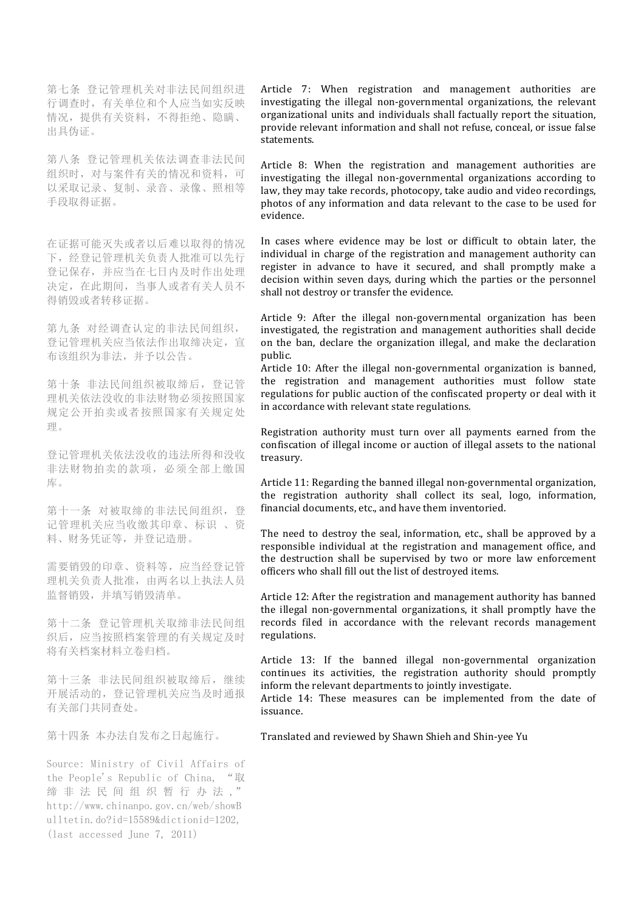第七条 登记管理机关对非法民间组织进行调查时，有关单位和个人应当如实反映情况，提供有关资料，不得拒绝、隐瞒、出具伪证。

第八条 登记管理机关依法调查非法民间组织时，对与案件有关的情况和资料，可以采取记录、复制、录音、录像、照相等手段取得证据。

在证据可能灭失或者以后难以取得的情况下，经登记管理机关负责人批准可以先行登记保存，并应当在七日内及时作出处理决定，在此期间，当事人或者有关人员不得销毁或者转移证据。

第九条 对经调查认定的非法民间组织，登记管理机关应当依法作出取缔决定，宣布该组织为非法，并予以公告。

第十条 非法民间组织被取缔后，登记管理机关依法没收的非法财物必须按照国家规定公开拍卖或者按照国家有关规定处理。

登记管理机关依法没收的违法所得和没收非法财物拍卖的款项，必须全部上缴国库。

第十一条 对被取缔的非法民间组织，登记管理机关应当收缴其印章、标识 、资料、财务凭证等，并登记造册。

需要销毁的印章、资料等，应当经登记管理机关负责人批准，由两名以上执法人员监督销毁，并填写销毁清单。

第十二条 登记管理机关取缔非法民间组织后，应当按照档案管理的有关规定及时将有关档案材料立卷归档。

第十三条 非法民间组织被取缔后，继续开展活动的，登记管理机关应当及时通报有关部门共同查处。

第十四条 本办法自发布之日起施行。

Source: Ministry of Civil Affairs of the People's Republic of China, "取缔非法民间组织暂行办法," http://www.chinanpo.gov.cn/web/showBulltetin.do?id=15589&dictionid=1202, (last accessed June 7, 2011)

Article 7: When registration and management authorities are investigating the illegal non-governmental organizations, the relevant organizational units and individuals shall factually report the situation, provide relevant information and shall not refuse, conceal, or issue false statements.

Article 8: When the registration and management authorities are investigating the illegal non-governmental organizations according to law, they may take records, photocopy, take audio and video recordings, photos of any information and data relevant to the case to be used for evidence.

In cases where evidence may be lost or difficult to obtain later, the individual in charge of the registration and management authority can register in advance to have it secured, and shall promptly make a decision within seven days, during which the parties or the personnel shall not destroy or transfer the evidence.

Article 9: After the illegal non-governmental organization has been investigated, the registration and management authorities shall decide on the ban, declare the organization illegal, and make the declaration public.

Article 10: After the illegal non-governmental organization is banned, the registration and management authorities must follow state regulations for public auction of the confiscated property or deal with it in accordance with relevant state regulations.

Registration authority must turn over all payments earned from the confiscation of illegal income or auction of illegal assets to the national treasury.

Article 11: Regarding the banned illegal non-governmental organization, the registration authority shall collect its seal, logo, information, financial documents, etc., and have them inventoried.

The need to destroy the seal, information, etc., shall be approved by a responsible individual at the registration and management office, and the destruction shall be supervised by two or more law enforcement officers who shall fill out the list of destroyed items.

Article 12: After the registration and management authority has banned the illegal non-governmental organizations, it shall promptly have the records filed in accordance with the relevant records management regulations.

Article 13: If the banned illegal non-governmental organization continues its activities, the registration authority should promptly inform the relevant departments to jointly investigate.

Article 14: These measures can be implemented from the date of issuance.

Translated and reviewed by Shawn Shieh and Shin-yee Yu